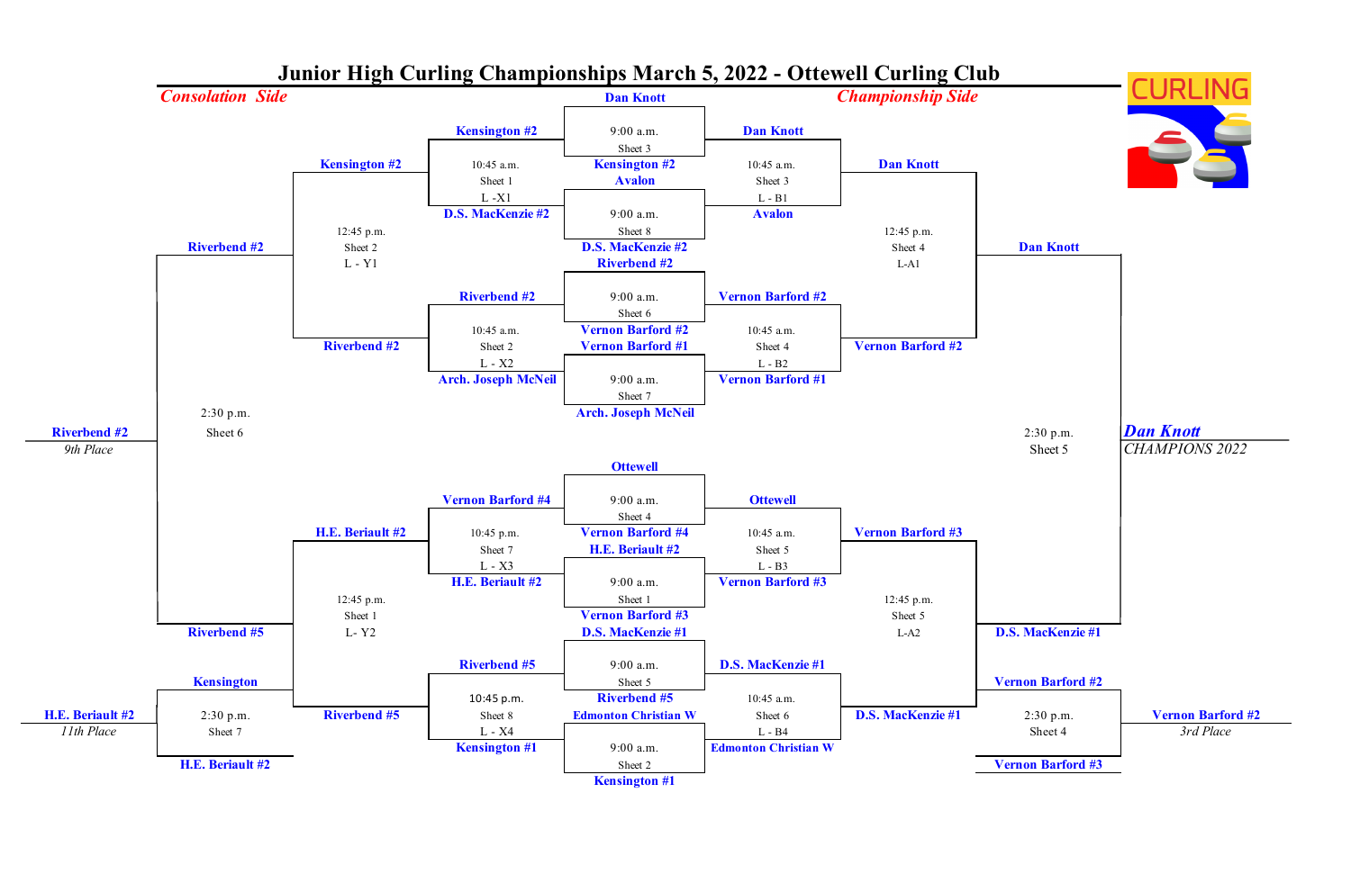# Junior High Curling Championships March 5, 2022 - Ottewell Curling Club

***Consolation Side*** | ***Championship Side***

## Championship Side

### 9:00 a.m. Games

| Time | Sheet | Team 1 | Team 2 | Winner |
|---|---|---|---|---|
| 9:00 a.m. | Sheet 3 | Dan Knott | Kensington #2 | Dan Knott |
| 9:00 a.m. | Sheet 8 | Avalon | D.S. MacKenzie #2 | Avalon |
| 9:00 a.m. | Sheet 6 | Riverbend #2 | Vernon Barford #2 | Vernon Barford #2 |
| 9:00 a.m. | Sheet 7 | Vernon Barford #1 | Arch. Joseph McNeil | Vernon Barford #1 |
| 9:00 a.m. | Sheet 4 | Ottewell | Vernon Barford #4 | Ottewell |
| 9:00 a.m. | Sheet 1 | H.E. Beriault #2 | Vernon Barford #3 | Vernon Barford #3 |
| 9:00 a.m. | Sheet 5 | D.S. MacKenzie #1 | Riverbend #5 | D.S. MacKenzie #1 |
| 9:00 a.m. | Sheet 2 | Edmonton Christian W | Kensington #1 | Edmonton Christian W |

### 10:45 a.m. Games

| Time | Sheet | Game | Winner |
|---|---|---|---|
| 10:45 a.m. | Sheet 3 | L - B1 | Dan Knott |
| 10:45 a.m. | Sheet 4 | L - B2 | Vernon Barford #2 |
| 10:45 a.m. | Sheet 5 | L - B3 | Vernon Barford #3 |
| 10:45 a.m. | Sheet 6 | L - B4 | D.S. MacKenzie #1 |

### 12:45 p.m. Games

| Time | Sheet | Game | Winner |
|---|---|---|---|
| 12:45 p.m. | Sheet 4 | L-A1 | Dan Knott |
| 12:45 p.m. | Sheet 5 | L-A2 | D.S. MacKenzie #1 |

### 2:30 p.m. Games

| Time | Sheet | Teams | Result |
|---|---|---|---|
| 2:30 p.m. | Sheet 5 | Dan Knott vs D.S. MacKenzie #1 | ***Dan Knott*** — *CHAMPIONS 2022* |
| 2:30 p.m. | Sheet 4 | Vernon Barford #2 vs Vernon Barford #3 | Vernon Barford #2 — *3rd Place* |

## Consolation Side

### 10:45 a.m. Games

| Time | Sheet | Game | Team 1 | Team 2 | Winner |
|---|---|---|---|---|---|
| 10:45 a.m. | Sheet 1 | L -X1 | Kensington #2 | D.S. MacKenzie #2 | Kensington #2 |
| 10:45 a.m. | Sheet 2 | L - X2 | Riverbend #2 | Arch. Joseph McNeil | Riverbend #2 |
| 10:45 p.m. | Sheet 7 | L - X3 | Vernon Barford #4 | H.E. Beriault #2 | H.E. Beriault #2 |
| 10:45 p.m. | Sheet 8 | L - X4 | Riverbend #5 | Kensington #1 | Riverbend #5 |

### 12:45 p.m. Games

| Time | Sheet | Game | Team 1 | Team 2 | Winner |
|---|---|---|---|---|---|
| 12:45 p.m. | Sheet 2 | L - Y1 | Kensington #2 | Riverbend #2 | Riverbend #2 |
| 12:45 p.m. | Sheet 1 | L- Y2 | H.E. Beriault #2 | Riverbend #5 | Riverbend #5 |

### 2:30 p.m. Games

| Time | Sheet | Teams | Result |
|---|---|---|---|
| 2:30 p.m. | Sheet 6 | Riverbend #2 vs Riverbend #5 | Riverbend #2 — *9th Place* |
| 2:30 p.m. | Sheet 7 | Kensington vs H.E. Beriault #2 | H.E. Beriault #2 — *11th Place* |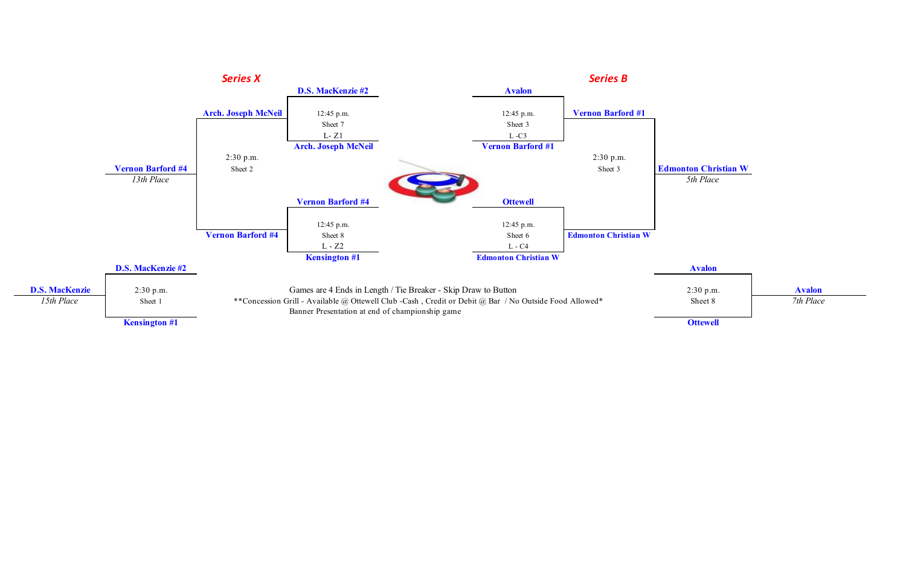## Series X

**D.S. MacKenzie #2** vs **Arch. Joseph McNeil** — 12:45 p.m., Sheet 7, L- Z1
Winner: **Arch. Joseph McNeil**

**Vernon Barford #4** vs **Kensington #1** — 12:45 p.m., Sheet 8, L - Z2
Winner: **Vernon Barford #4**

**Arch. Joseph McNeil** vs **Vernon Barford #4** — 2:30 p.m., Sheet 2
**Vernon Barford #4** — *13th Place*

**D.S. MacKenzie #2** vs **Kensington #1** — 2:30 p.m., Sheet 1
**D.S. MacKenzie** — *15th Place*

## Series B

**Avalon** vs **Vernon Barford #1** — 12:45 p.m., Sheet 3, L -C3
Winner: **Vernon Barford #1**

**Ottewell** vs **Edmonton Christian W** — 12:45 p.m., Sheet 6, L - C4
Winner: **Edmonton Christian W**

**Vernon Barford #1** vs **Edmonton Christian W** — 2:30 p.m., Sheet 3
**Edmonton Christian W** — *5th Place*

**Avalon** vs **Ottewell** — 2:30 p.m., Sheet 8
**Avalon** — *7th Place*

Games are 4 Ends in Length / Tie Breaker - Skip Draw to Button
**Concession Grill - Available @ Ottewell Club -Cash , Credit or Debit @ Bar / No Outside Food Allowed*
Banner Presentation at end of championship game